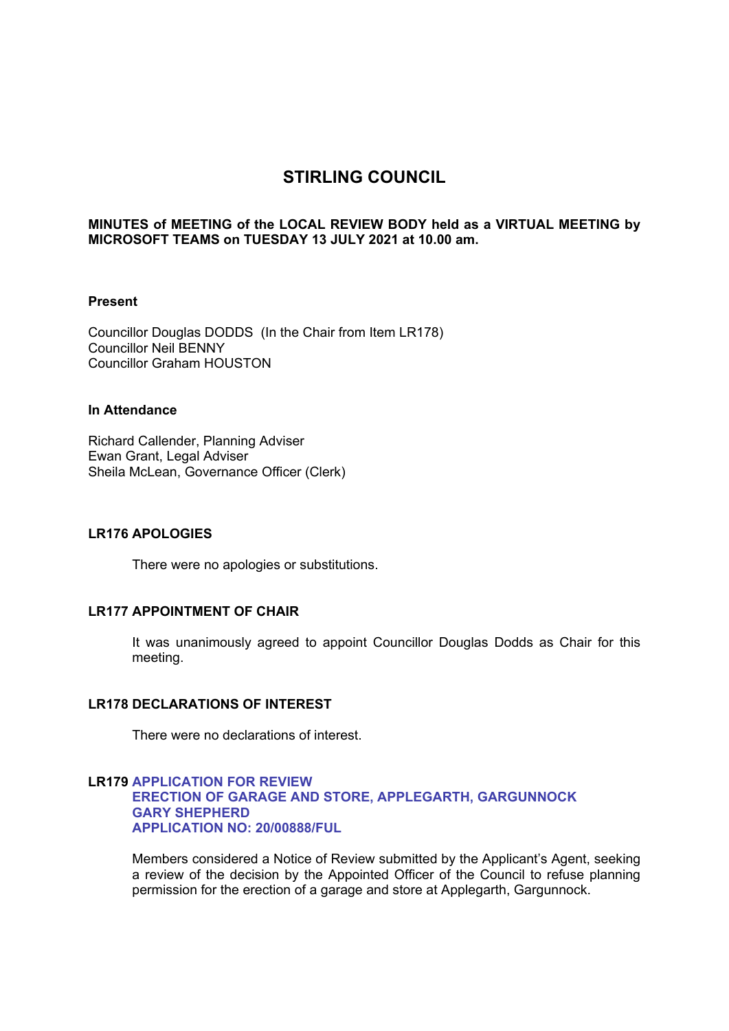# STIRLING COUNCIL

**MINUTES of MEETING of the LOCAL REVIEW BODY held as a VIRTUAL MEETING by MICROSOFT TEAMS on TUESDAY 13 JULY 2021 at 10.00 am.**

**Present**

Councillor Douglas DODDS (In the Chair from Item LR178)
Councillor Neil BENNY
Councillor Graham HOUSTON

**In Attendance**

Richard Callender, Planning Adviser
Ewan Grant, Legal Adviser
Sheila McLean, Governance Officer (Clerk)

**LR176 APOLOGIES**

There were no apologies or substitutions.

**LR177 APPOINTMENT OF CHAIR**

It was unanimously agreed to appoint Councillor Douglas Dodds as Chair for this meeting.

**LR178 DECLARATIONS OF INTEREST**

There were no declarations of interest.

**LR179 APPLICATION FOR REVIEW**
**ERECTION OF GARAGE AND STORE, APPLEGARTH, GARGUNNOCK**
**GARY SHEPHERD**
**APPLICATION NO: 20/00888/FUL**

Members considered a Notice of Review submitted by the Applicant's Agent, seeking a review of the decision by the Appointed Officer of the Council to refuse planning permission for the erection of a garage and store at Applegarth, Gargunnock.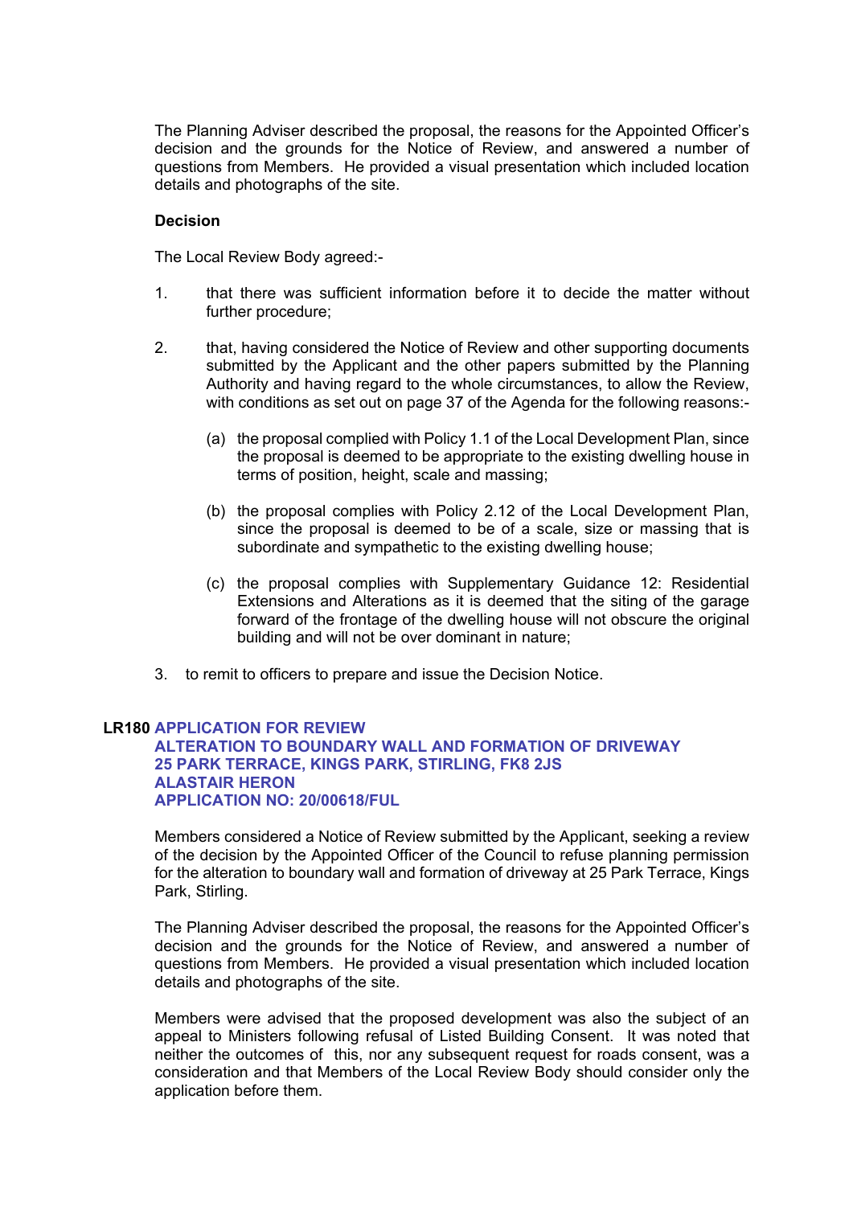The Planning Adviser described the proposal, the reasons for the Appointed Officer's decision and the grounds for the Notice of Review, and answered a number of questions from Members. He provided a visual presentation which included location details and photographs of the site.

**Decision**

The Local Review Body agreed:-

1. that there was sufficient information before it to decide the matter without further procedure;

2. that, having considered the Notice of Review and other supporting documents submitted by the Applicant and the other papers submitted by the Planning Authority and having regard to the whole circumstances, to allow the Review, with conditions as set out on page 37 of the Agenda for the following reasons:-

   (a) the proposal complied with Policy 1.1 of the Local Development Plan, since the proposal is deemed to be appropriate to the existing dwelling house in terms of position, height, scale and massing;

   (b) the proposal complies with Policy 2.12 of the Local Development Plan, since the proposal is deemed to be of a scale, size or massing that is subordinate and sympathetic to the existing dwelling house;

   (c) the proposal complies with Supplementary Guidance 12: Residential Extensions and Alterations as it is deemed that the siting of the garage forward of the frontage of the dwelling house will not obscure the original building and will not be over dominant in nature;

3. to remit to officers to prepare and issue the Decision Notice.

## LR180 APPLICATION FOR REVIEW
## ALTERATION TO BOUNDARY WALL AND FORMATION OF DRIVEWAY
## 25 PARK TERRACE, KINGS PARK, STIRLING, FK8 2JS
## ALASTAIR HERON
## APPLICATION NO: 20/00618/FUL

Members considered a Notice of Review submitted by the Applicant, seeking a review of the decision by the Appointed Officer of the Council to refuse planning permission for the alteration to boundary wall and formation of driveway at 25 Park Terrace, Kings Park, Stirling.

The Planning Adviser described the proposal, the reasons for the Appointed Officer's decision and the grounds for the Notice of Review, and answered a number of questions from Members. He provided a visual presentation which included location details and photographs of the site.

Members were advised that the proposed development was also the subject of an appeal to Ministers following refusal of Listed Building Consent. It was noted that neither the outcomes of this, nor any subsequent request for roads consent, was a consideration and that Members of the Local Review Body should consider only the application before them.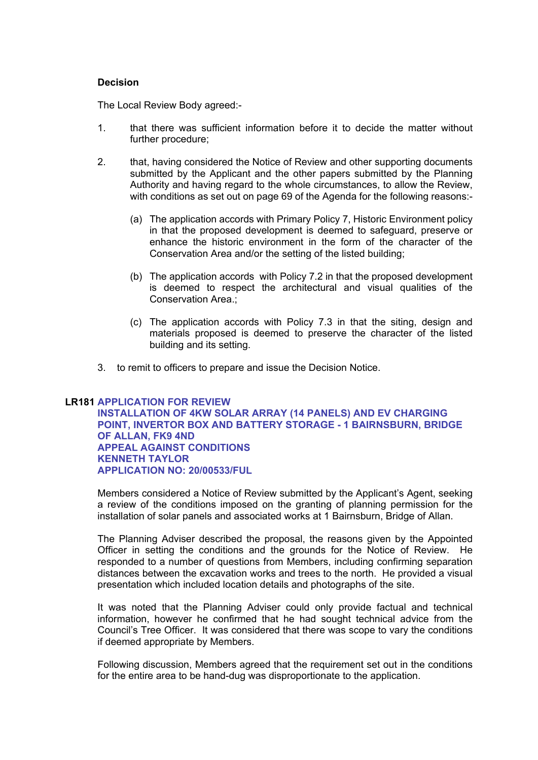**Decision**

The Local Review Body agreed:-

1. that there was sufficient information before it to decide the matter without further procedure;

2. that, having considered the Notice of Review and other supporting documents submitted by the Applicant and the other papers submitted by the Planning Authority and having regard to the whole circumstances, to allow the Review, with conditions as set out on page 69 of the Agenda for the following reasons:-

   (a) The application accords with Primary Policy 7, Historic Environment policy in that the proposed development is deemed to safeguard, preserve or enhance the historic environment in the form of the character of the Conservation Area and/or the setting of the listed building;

   (b) The application accords with Policy 7.2 in that the proposed development is deemed to respect the architectural and visual qualities of the Conservation Area.;

   (c) The application accords with Policy 7.3 in that the siting, design and materials proposed is deemed to preserve the character of the listed building and its setting.

3. to remit to officers to prepare and issue the Decision Notice.

## LR181 APPLICATION FOR REVIEW
**INSTALLATION OF 4KW SOLAR ARRAY (14 PANELS) AND EV CHARGING POINT, INVERTOR BOX AND BATTERY STORAGE - 1 BAIRNSBURN, BRIDGE OF ALLAN, FK9 4ND**
**APPEAL AGAINST CONDITIONS**
**KENNETH TAYLOR**
**APPLICATION NO: 20/00533/FUL**

Members considered a Notice of Review submitted by the Applicant's Agent, seeking a review of the conditions imposed on the granting of planning permission for the installation of solar panels and associated works at 1 Bairnsburn, Bridge of Allan.

The Planning Adviser described the proposal, the reasons given by the Appointed Officer in setting the conditions and the grounds for the Notice of Review. He responded to a number of questions from Members, including confirming separation distances between the excavation works and trees to the north. He provided a visual presentation which included location details and photographs of the site.

It was noted that the Planning Adviser could only provide factual and technical information, however he confirmed that he had sought technical advice from the Council's Tree Officer. It was considered that there was scope to vary the conditions if deemed appropriate by Members.

Following discussion, Members agreed that the requirement set out in the conditions for the entire area to be hand-dug was disproportionate to the application.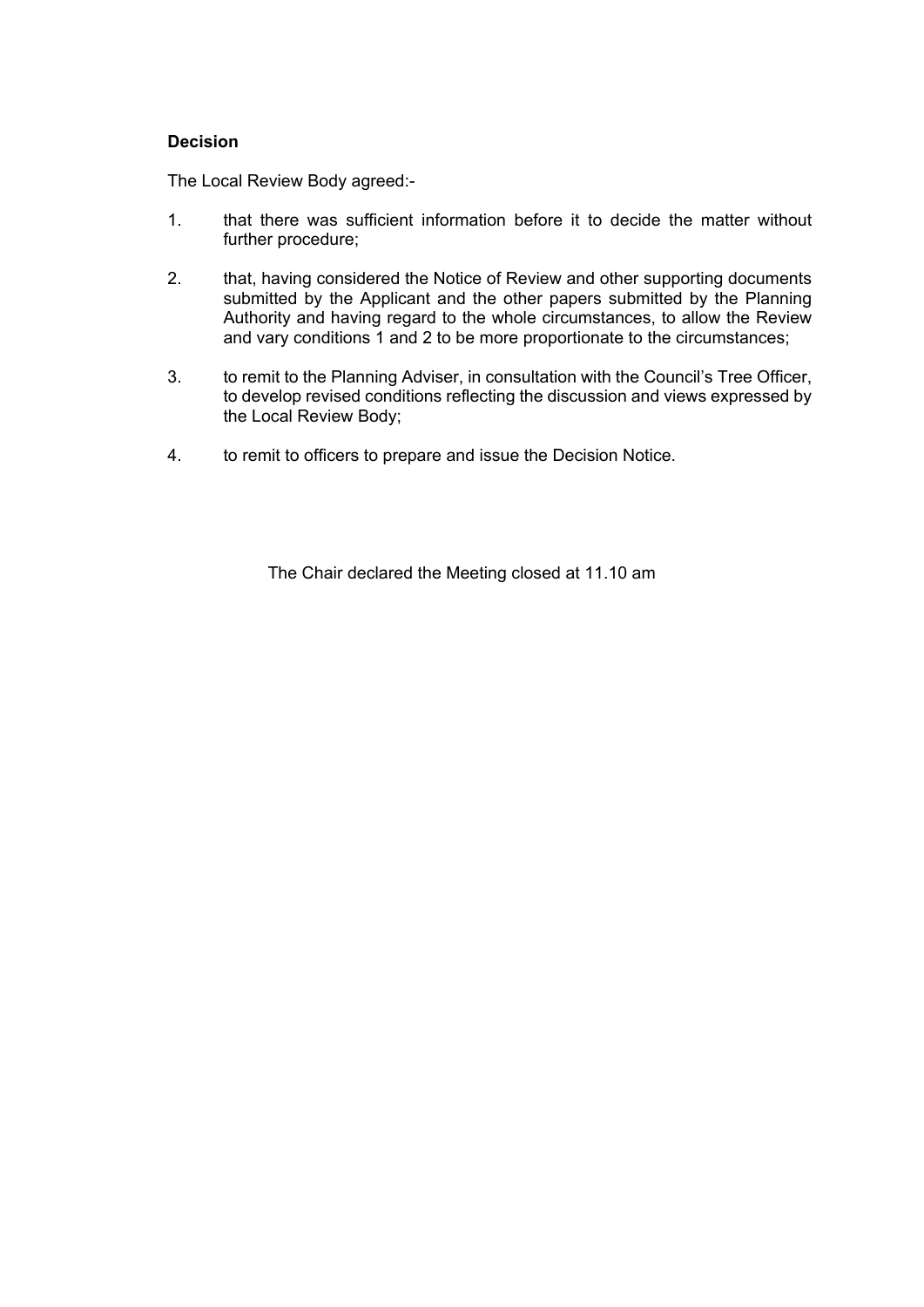**Decision**

The Local Review Body agreed:-

1. that there was sufficient information before it to decide the matter without further procedure;

2. that, having considered the Notice of Review and other supporting documents submitted by the Applicant and the other papers submitted by the Planning Authority and having regard to the whole circumstances, to allow the Review and vary conditions 1 and 2 to be more proportionate to the circumstances;

3. to remit to the Planning Adviser, in consultation with the Council's Tree Officer, to develop revised conditions reflecting the discussion and views expressed by the Local Review Body;

4. to remit to officers to prepare and issue the Decision Notice.

The Chair declared the Meeting closed at 11.10 am